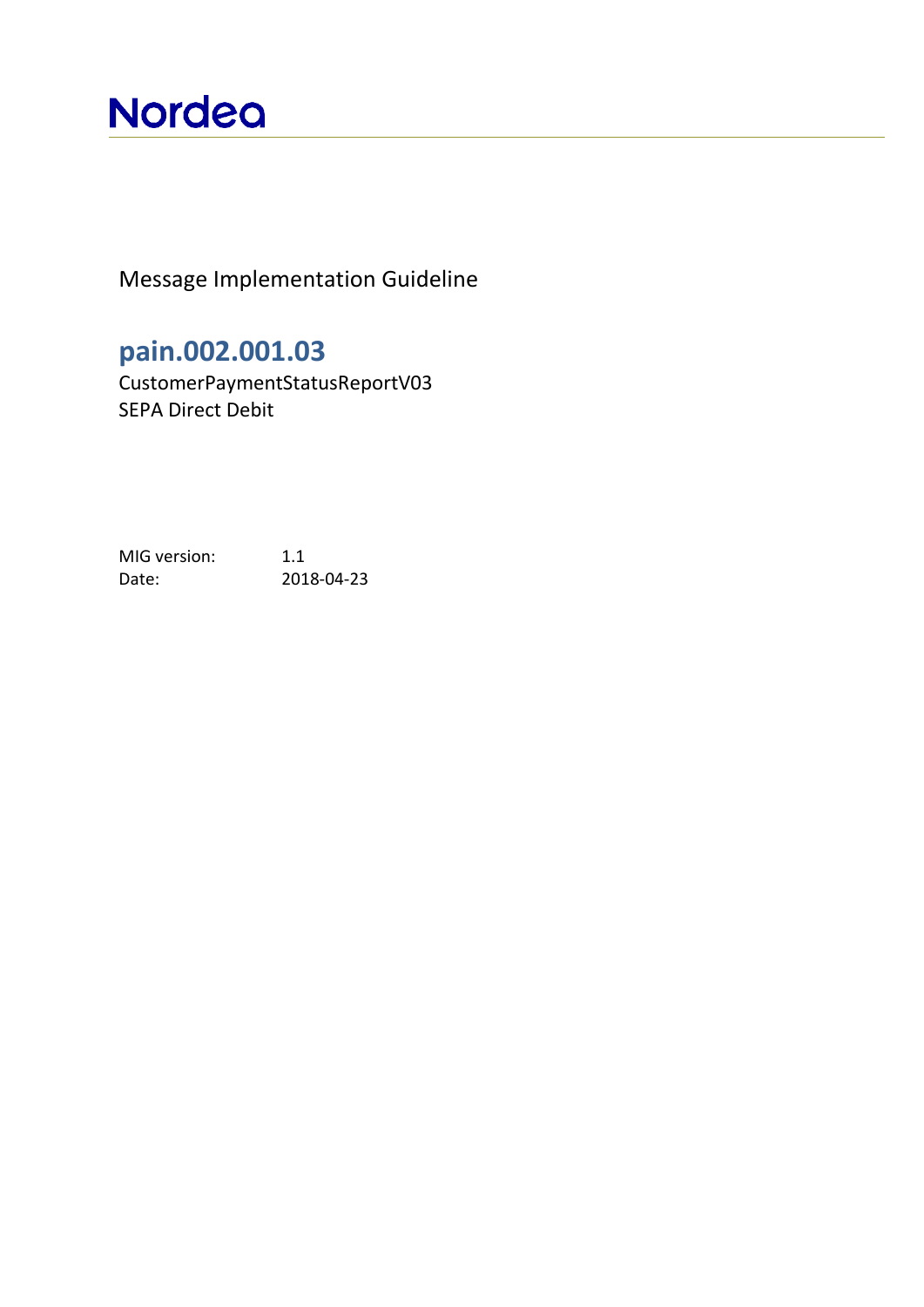Nordea

Message Implementation Guideline

# pain.002.001.03

CustomerPaymentStatusReportV03
SEPA Direct Debit

MIG version: 1.1
Date: 2018-04-23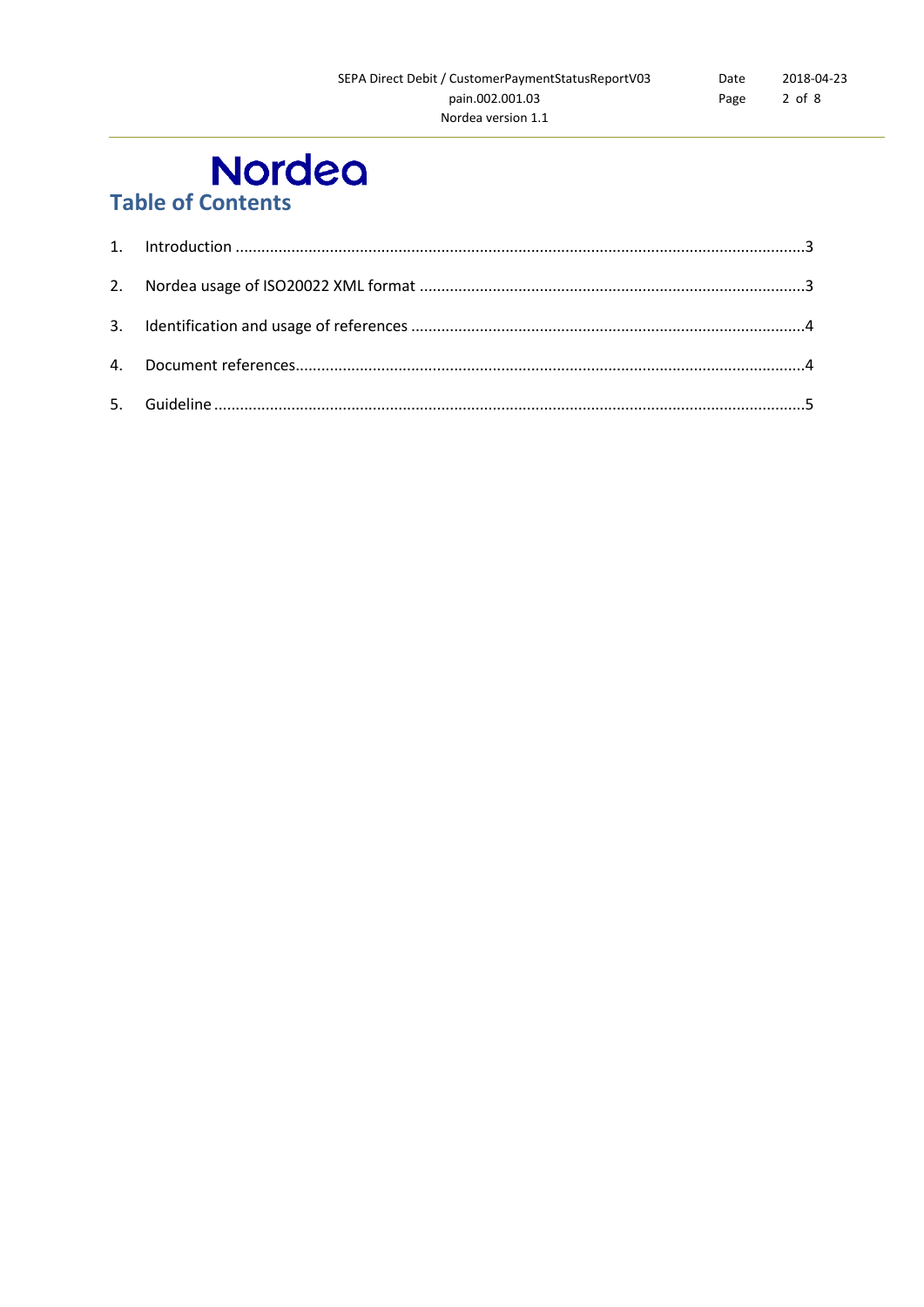# Table of Contents

1. Introduction ....................................................................................................................................3
2. Nordea usage of ISO20022 XML format ..........................................................................................3
3. Identification and usage of references ...........................................................................................4
4. Document references.......................................................................................................................4
5. Guideline .........................................................................................................................................5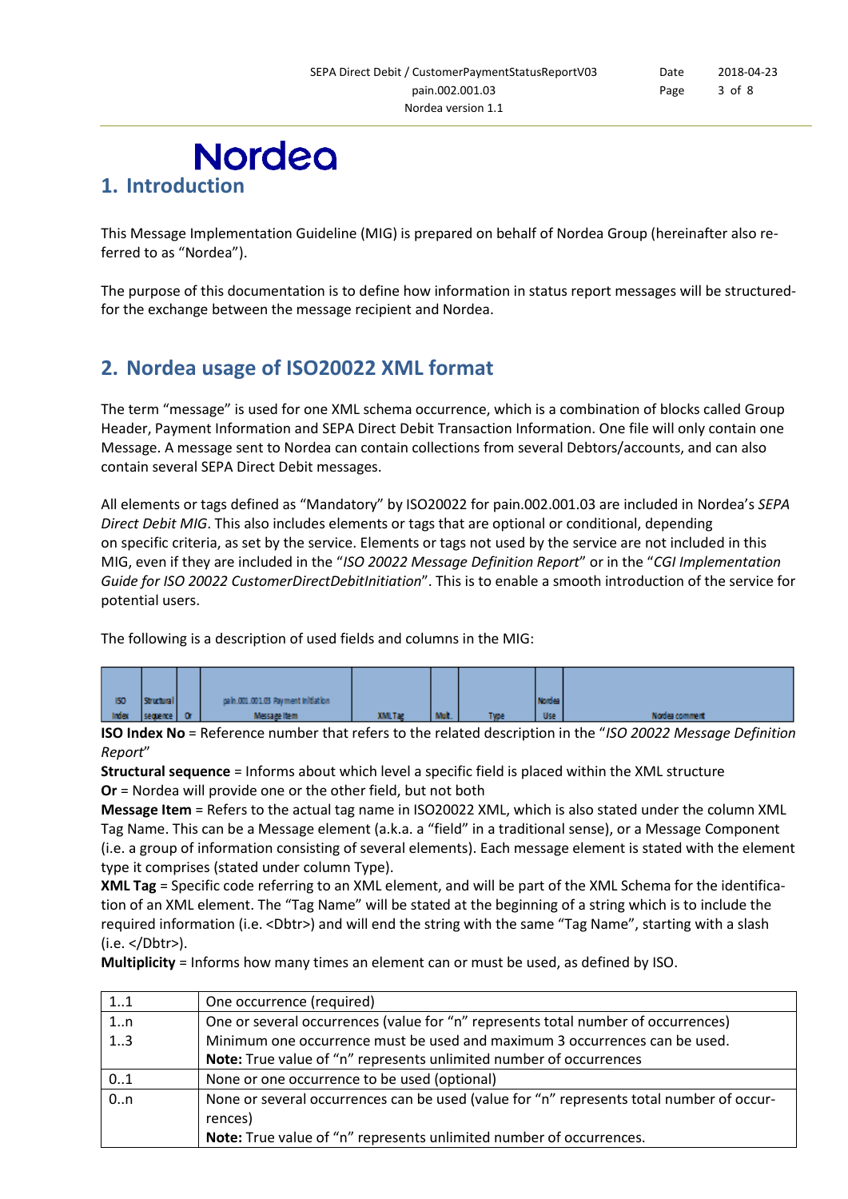Nordea

# 1. Introduction

This Message Implementation Guideline (MIG) is prepared on behalf of Nordea Group (hereinafter also referred to as "Nordea").

The purpose of this documentation is to define how information in status report messages will be structured- for the exchange between the message recipient and Nordea.

# 2. Nordea usage of ISO20022 XML format

The term "message" is used for one XML schema occurrence, which is a combination of blocks called Group Header, Payment Information and SEPA Direct Debit Transaction Information. One file will only contain one Message. A message sent to Nordea can contain collections from several Debtors/accounts, and can also contain several SEPA Direct Debit messages.

All elements or tags defined as "Mandatory" by ISO20022 for pain.002.001.03 are included in Nordea's *SEPA Direct Debit MIG*. This also includes elements or tags that are optional or conditional, depending on specific criteria, as set by the service. Elements or tags not used by the service are not included in this MIG, even if they are included in the "*ISO 20022 Message Definition Report*" or in the "*CGI Implementation Guide for ISO 20022 CustomerDirectDebitInitiation*". This is to enable a smooth introduction of the service for potential users.

The following is a description of used fields and columns in the MIG:

| ISO Index | Structural sequence | Or | pain.001.001.03 Payment Initiation Message Item | XML Tag | Mult. | Type | Nordea Use | Nordea comment |
|---|---|---|---|---|---|---|---|---|

**ISO Index No** = Reference number that refers to the related description in the "*ISO 20022 Message Definition Report*"
**Structural sequence** = Informs about which level a specific field is placed within the XML structure
**Or** = Nordea will provide one or the other field, but not both
**Message Item** = Refers to the actual tag name in ISO20022 XML, which is also stated under the column XML Tag Name. This can be a Message element (a.k.a. a "field" in a traditional sense), or a Message Component (i.e. a group of information consisting of several elements). Each message element is stated with the element type it comprises (stated under column Type).
**XML Tag** = Specific code referring to an XML element, and will be part of the XML Schema for the identification of an XML element. The "Tag Name" will be stated at the beginning of a string which is to include the required information (i.e. <Dbtr>) and will end the string with the same "Tag Name", starting with a slash (i.e. </Dbtr>).
**Multiplicity** = Informs how many times an element can or must be used, as defined by ISO.

| | |
|---|---|
| 1..1 | One occurrence (required) |
| 1..n<br>1..3 | One or several occurrences (value for "n" represents total number of occurrences)<br>Minimum one occurrence must be used and maximum 3 occurrences can be used.<br>**Note:** True value of "n" represents unlimited number of occurrences |
| 0..1 | None or one occurrence to be used (optional) |
| 0..n | None or several occurrences can be used (value for "n" represents total number of occurrences)<br>**Note:** True value of "n" represents unlimited number of occurrences. |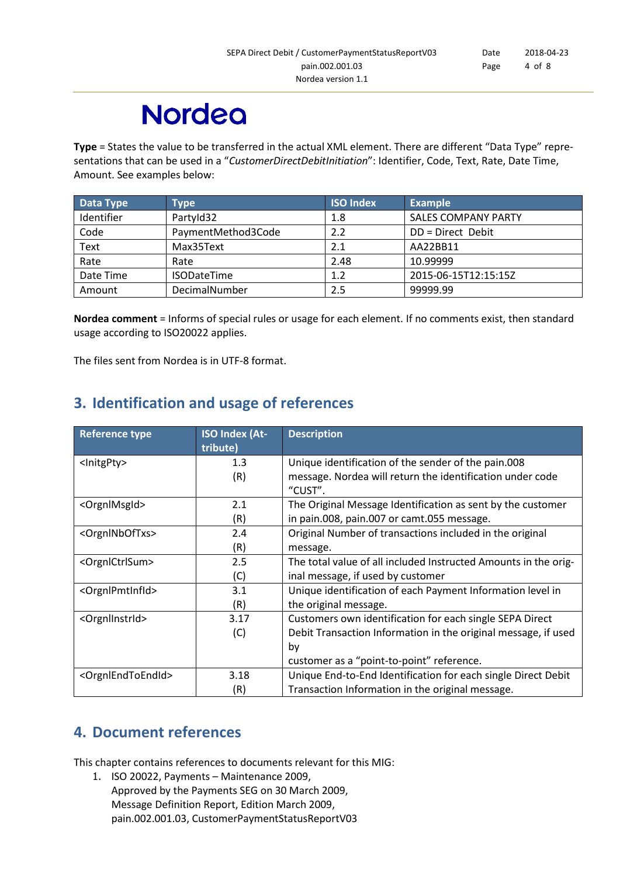**Type** = States the value to be transferred in the actual XML element. There are different "Data Type" representations that can be used in a "*CustomerDirectDebitInitiation*": Identifier, Code, Text, Rate, Date Time, Amount. See examples below:

| Data Type | Type | ISO Index | Example |
|---|---|---|---|
| Identifier | PartyId32 | 1.8 | SALES COMPANY PARTY |
| Code | PaymentMethod3Code | 2.2 | DD = Direct Debit |
| Text | Max35Text | 2.1 | AA22BB11 |
| Rate | Rate | 2.48 | 10.99999 |
| Date Time | ISODateTime | 1.2 | 2015-06-15T12:15:15Z |
| Amount | DecimalNumber | 2.5 | 99999.99 |

**Nordea comment** = Informs of special rules or usage for each element. If no comments exist, then standard usage according to ISO20022 applies.

The files sent from Nordea is in UTF-8 format.

## 3. Identification and usage of references

| Reference type | ISO Index (Attribute) | Description |
|---|---|---|
| <InitgPty> | 1.3 (R) | Unique identification of the sender of the pain.008 message. Nordea will return the identification under code "CUST". |
| <OrgnlMsgId> | 2.1 (R) | The Original Message Identification as sent by the customer in pain.008, pain.007 or camt.055 message. |
| <OrgnlNbOfTxs> | 2.4 (R) | Original Number of transactions included in the original message. |
| <OrgnlCtrlSum> | 2.5 (C) | The total value of all included Instructed Amounts in the original message, if used by customer |
| <OrgnlPmtInfId> | 3.1 (R) | Unique identification of each Payment Information level in the original message. |
| <OrgnlInstrId> | 3.17 (C) | Customers own identification for each single SEPA Direct Debit Transaction Information in the original message, if used by customer as a "point-to-point" reference. |
| <OrgnlEndToEndId> | 3.18 (R) | Unique End-to-End Identification for each single Direct Debit Transaction Information in the original message. |

## 4. Document references

This chapter contains references to documents relevant for this MIG:

1. ISO 20022, Payments – Maintenance 2009,
   Approved by the Payments SEG on 30 March 2009,
   Message Definition Report, Edition March 2009,
   pain.002.001.03, CustomerPaymentStatusReportV03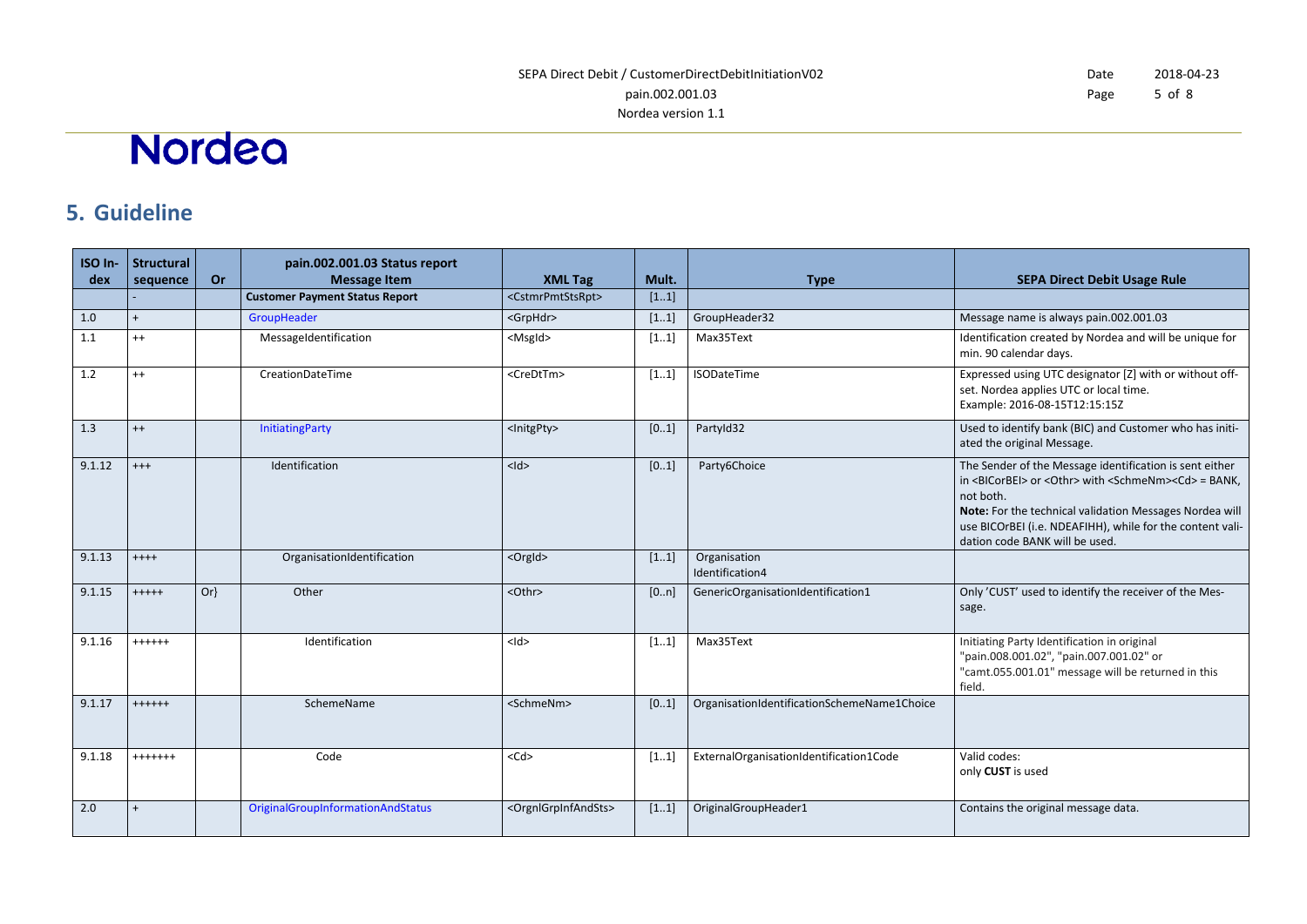## 5. Guideline

| ISO Index | Structural sequence | Or | pain.002.001.03 Status report Message Item | XML Tag | Mult. | Type | SEPA Direct Debit Usage Rule |
|---|---|---|---|---|---|---|---|
| | - | | **Customer Payment Status Report** | <CstmrPmtStsRpt> | [1..1] | | |
| 1.0 | + | | GroupHeader | <GrpHdr> | [1..1] | GroupHeader32 | Message name is always pain.002.001.03 |
| 1.1 | ++ | | MessageIdentification | <MsgId> | [1..1] | Max35Text | Identification created by Nordea and will be unique for min. 90 calendar days. |
| 1.2 | ++ | | CreationDateTime | <CreDtTm> | [1..1] | ISODateTime | Expressed using UTC designator [Z] with or without offset. Nordea applies UTC or local time. Example: 2016-08-15T12:15:15Z |
| 1.3 | ++ | | InitiatingParty | <InitgPty> | [0..1] | PartyId32 | Used to identify bank (BIC) and Customer who has initiated the original Message. |
| 9.1.12 | +++ | | Identification | <Id> | [0..1] | Party6Choice | The Sender of the Message identification is sent either in <BICorBEI> or <Othr> with <SchmeNm><Cd> = BANK, not both. **Note:** For the technical validation Messages Nordea will use BICOrBEI (i.e. NDEAFIHH), while for the content validation code BANK will be used. |
| 9.1.13 | ++++ | | OrganisationIdentification | <OrgId> | [1..1] | Organisation Identification4 | |
| 9.1.15 | +++++ | Or} | Other | <Othr> | [0..n] | GenericOrganisationIdentification1 | Only 'CUST' used to identify the receiver of the Message. |
| 9.1.16 | ++++++ | | Identification | <Id> | [1..1] | Max35Text | Initiating Party Identification in original "pain.008.001.02", "pain.007.001.02" or "camt.055.001.01" message will be returned in this field. |
| 9.1.17 | ++++++ | | SchemeName | <SchmeNm> | [0..1] | OrganisationIdentificationSchemeName1Choice | |
| 9.1.18 | +++++++ | | Code | <Cd> | [1..1] | ExternalOrganisationIdentification1Code | Valid codes: only **CUST** is used |
| 2.0 | + | | OriginalGroupInformationAndStatus | <OrgnlGrpInfAndSts> | [1..1] | OriginalGroupHeader1 | Contains the original message data. |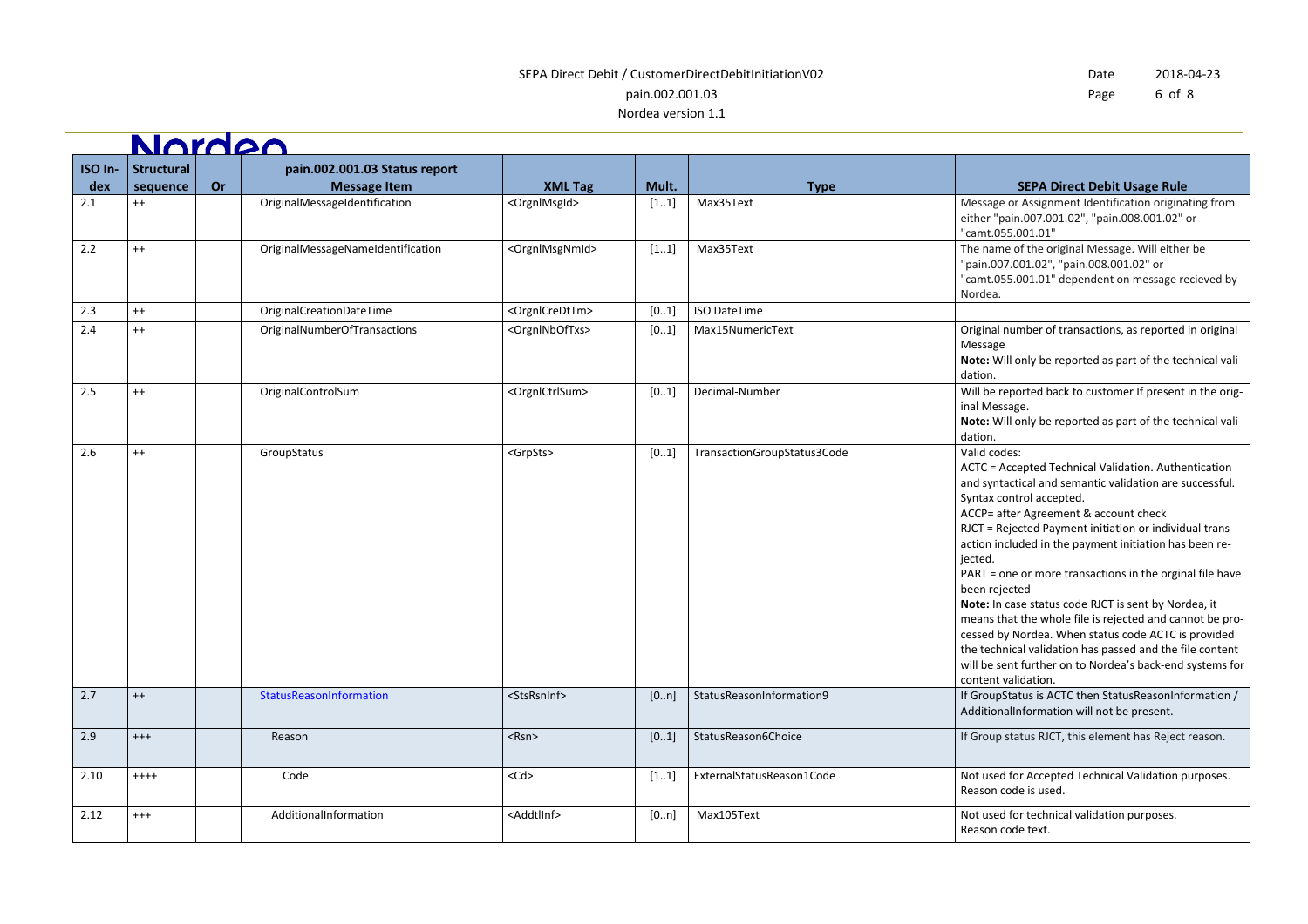| ISO Index | Structural sequence | Or | pain.002.001.03 Status report Message Item | XML Tag | Mult. | Type | SEPA Direct Debit Usage Rule |
|---|---|---|---|---|---|---|---|
| 2.1 | ++ | | OriginalMessageIdentification | <OrgnlMsgId> | [1..1] | Max35Text | Message or Assignment Identification originating from either "pain.007.001.02", "pain.008.001.02" or "camt.055.001.01" |
| 2.2 | ++ | | OriginalMessageNameIdentification | <OrgnlMsgNmId> | [1..1] | Max35Text | The name of the original Message. Will either be "pain.007.001.02", "pain.008.001.02" or "camt.055.001.01" dependent on message recieved by Nordea. |
| 2.3 | ++ | | OriginalCreationDateTime | <OrgnlCreDtTm> | [0..1] | ISO DateTime | |
| 2.4 | ++ | | OriginalNumberOfTransactions | <OrgnlNbOfTxs> | [0..1] | Max15NumericText | Original number of transactions, as reported in original Message<br>**Note:** Will only be reported as part of the technical validation. |
| 2.5 | ++ | | OriginalControlSum | <OrgnlCtrlSum> | [0..1] | Decimal-Number | Will be reported back to customer If present in the original Message.<br>**Note:** Will only be reported as part of the technical validation. |
| 2.6 | ++ | | GroupStatus | <GrpSts> | [0..1] | TransactionGroupStatus3Code | Valid codes:<br>ACTC = Accepted Technical Validation. Authentication and syntactical and semantic validation are successful. Syntax control accepted.<br>ACCP= after Agreement & account check<br>RJCT = Rejected Payment initiation or individual transaction included in the payment initiation has been rejected.<br>PART = one or more transactions in the orginal file have been rejected<br>**Note:** In case status code RJCT is sent by Nordea, it means that the whole file is rejected and cannot be processed by Nordea. When status code ACTC is provided the technical validation has passed and the file content will be sent further on to Nordea's back-end systems for content validation. |
| 2.7 | ++ | | StatusReasonInformation | <StsRsnInf> | [0..n] | StatusReasonInformation9 | If GroupStatus is ACTC then StatusReasonInformation / AdditionalInformation will not be present. |
| 2.9 | +++ | | Reason | <Rsn> | [0..1] | StatusReason6Choice | If Group status RJCT, this element has Reject reason. |
| 2.10 | ++++ | | Code | <Cd> | [1..1] | ExternalStatusReason1Code | Not used for Accepted Technical Validation purposes. Reason code is used. |
| 2.12 | +++ | | AdditionalInformation | <AddtlInf> | [0..n] | Max105Text | Not used for technical validation purposes.<br>Reason code text. |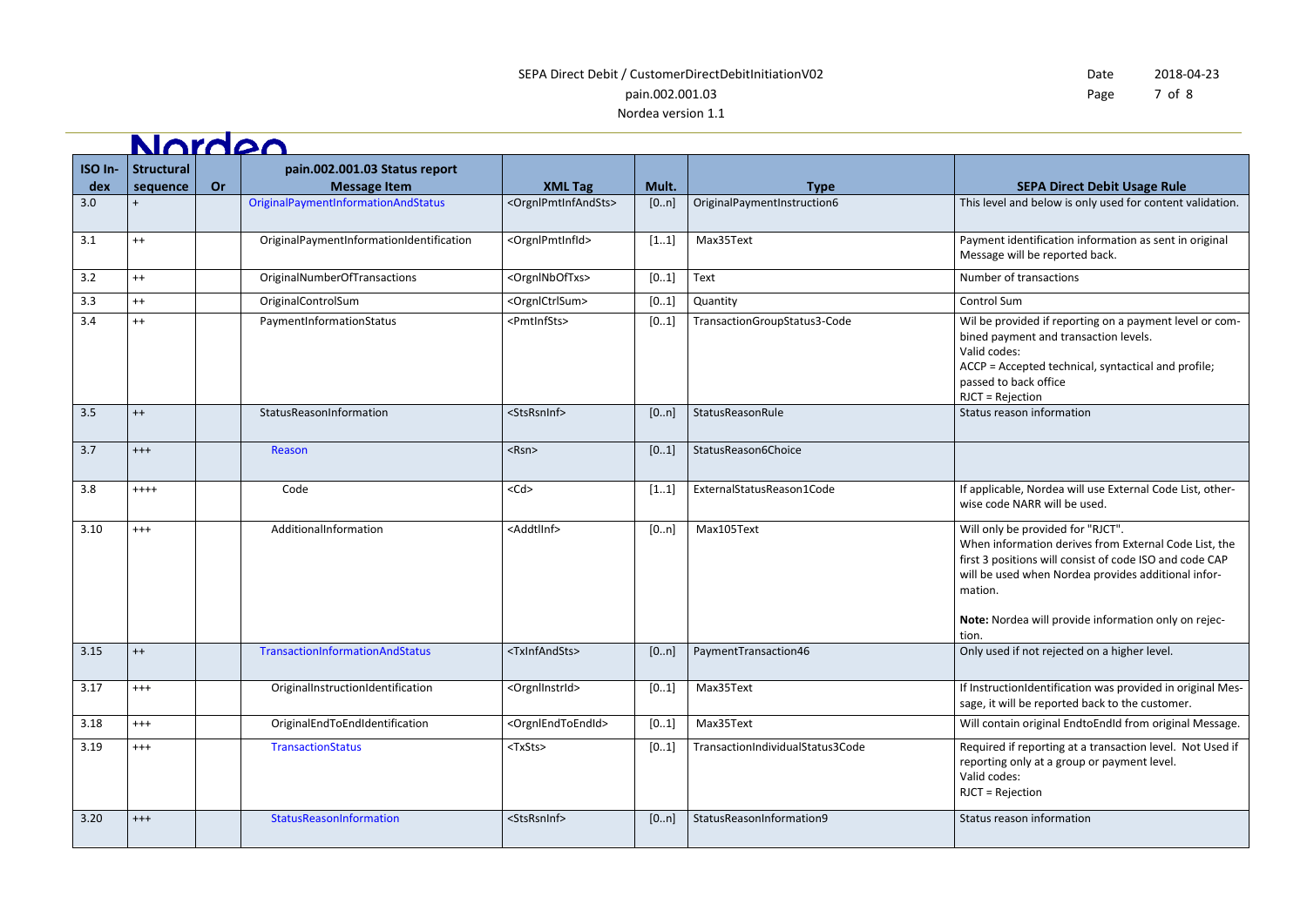| ISO Index | Structural sequence | Or | pain.002.001.03 Status report Message Item | XML Tag | Mult. | Type | SEPA Direct Debit Usage Rule |
|---|---|---|---|---|---|---|---|
| 3.0 | + | | OriginalPaymentInformationAndStatus | <OrgnlPmtInfAndSts> | [0..n] | OriginalPaymentInstruction6 | This level and below is only used for content validation. |
| 3.1 | ++ | | OriginalPaymentInformationIdentification | <OrgnlPmtInfId> | [1..1] | Max35Text | Payment identification information as sent in original Message will be reported back. |
| 3.2 | ++ | | OriginalNumberOfTransactions | <OrgnlNbOfTxs> | [0..1] | Text | Number of transactions |
| 3.3 | ++ | | OriginalControlSum | <OrgnlCtrlSum> | [0..1] | Quantity | Control Sum |
| 3.4 | ++ | | PaymentInformationStatus | <PmtInfSts> | [0..1] | TransactionGroupStatus3-Code | Wil be provided if reporting on a payment level or combined payment and transaction levels.<br>Valid codes:<br>ACCP = Accepted technical, syntactical and profile; passed to back office<br>RJCT = Rejection |
| 3.5 | ++ | | StatusReasonInformation | <StsRsnInf> | [0..n] | StatusReasonRule | Status reason information |
| 3.7 | +++ | | Reason | <Rsn> | [0..1] | StatusReason6Choice | |
| 3.8 | ++++ | | Code | <Cd> | [1..1] | ExternalStatusReason1Code | If applicable, Nordea will use External Code List, otherwise code NARR will be used. |
| 3.10 | +++ | | AdditionalInformation | <AddtlInf> | [0..n] | Max105Text | Will only be provided for "RJCT".<br>When information derives from External Code List, the first 3 positions will consist of code ISO and code CAP will be used when Nordea provides additional information.<br><br>**Note:** Nordea will provide information only on rejection. |
| 3.15 | ++ | | TransactionInformationAndStatus | <TxInfAndSts> | [0..n] | PaymentTransaction46 | Only used if not rejected on a higher level. |
| 3.17 | +++ | | OriginalInstructionIdentification | <OrgnlInstrId> | [0..1] | Max35Text | If InstructionIdentification was provided in original Message, it will be reported back to the customer. |
| 3.18 | +++ | | OriginalEndToEndIdentification | <OrgnlEndToEndId> | [0..1] | Max35Text | Will contain original EndtoEndId from original Message. |
| 3.19 | +++ | | TransactionStatus | <TxSts> | [0..1] | TransactionIndividualStatus3Code | Required if reporting at a transaction level. Not Used if reporting only at a group or payment level.<br>Valid codes:<br>RJCT = Rejection |
| 3.20 | +++ | | StatusReasonInformation | <StsRsnInf> | [0..n] | StatusReasonInformation9 | Status reason information |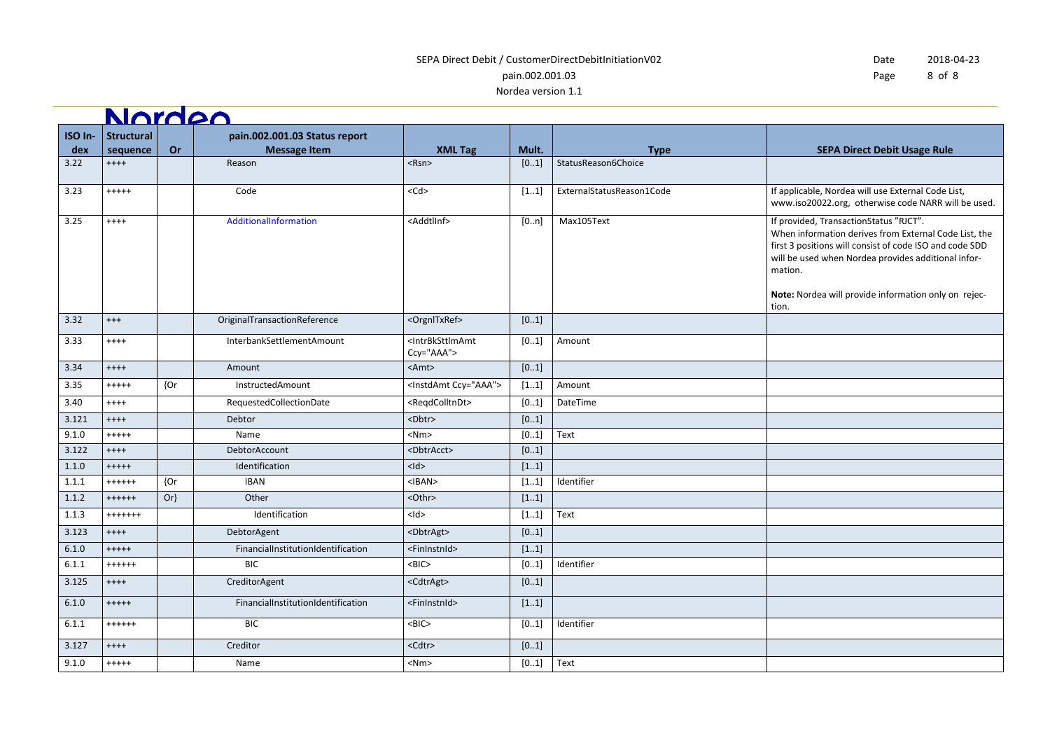| ISO Index | Structural sequence | Or | pain.002.001.03 Status report Message Item | XML Tag | Mult. | Type | SEPA Direct Debit Usage Rule |
|---|---|---|---|---|---|---|---|
| 3.22 | ++++ | | Reason | <Rsn> | [0..1] | StatusReason6Choice | |
| 3.23 | +++++ | | Code | <Cd> | [1..1] | ExternalStatusReason1Code | If applicable, Nordea will use External Code List, www.iso20022.org, otherwise code NARR will be used. |
| 3.25 | ++++ | | AdditionalInformation | <AddtlInf> | [0..n] | Max105Text | If provided, TransactionStatus "RJCT". When information derives from External Code List, the first 3 positions will consist of code ISO and code SDD will be used when Nordea provides additional information. **Note:** Nordea will provide information only on rejection. |
| 3.32 | +++ | | OriginalTransactionReference | <OrgnlTxRef> | [0..1] | | |
| 3.33 | ++++ | | InterbankSettlementAmount | <IntrBkSttlmAmt Ccy="AAA"> | [0..1] | Amount | |
| 3.34 | ++++ | | Amount | <Amt> | [0..1] | | |
| 3.35 | +++++ | {Or | InstructedAmount | <InstdAmt Ccy="AAA"> | [1..1] | Amount | |
| 3.40 | ++++ | | RequestedCollectionDate | <ReqdColltnDt> | [0..1] | DateTime | |
| 3.121 | ++++ | | Debtor | <Dbtr> | [0..1] | | |
| 9.1.0 | +++++ | | Name | <Nm> | [0..1] | Text | |
| 3.122 | ++++ | | DebtorAccount | <DbtrAcct> | [0..1] | | |
| 1.1.0 | +++++ | | Identification | <Id> | [1..1] | | |
| 1.1.1 | ++++++ | {Or | IBAN | <IBAN> | [1..1] | Identifier | |
| 1.1.2 | ++++++ | Or} | Other | <Othr> | [1..1] | | |
| 1.1.3 | +++++++ | | Identification | <Id> | [1..1] | Text | |
| 3.123 | ++++ | | DebtorAgent | <DbtrAgt> | [0..1] | | |
| 6.1.0 | +++++ | | FinancialInstitutionIdentification | <FinInstnId> | [1..1] | | |
| 6.1.1 | ++++++ | | BIC | <BIC> | [0..1] | Identifier | |
| 3.125 | ++++ | | CreditorAgent | <CdtrAgt> | [0..1] | | |
| 6.1.0 | +++++ | | FinancialInstitutionIdentification | <FinInstnId> | [1..1] | | |
| 6.1.1 | ++++++ | | BIC | <BIC> | [0..1] | Identifier | |
| 3.127 | ++++ | | Creditor | <Cdtr> | [0..1] | | |
| 9.1.0 | +++++ | | Name | <Nm> | [0..1] | Text | |